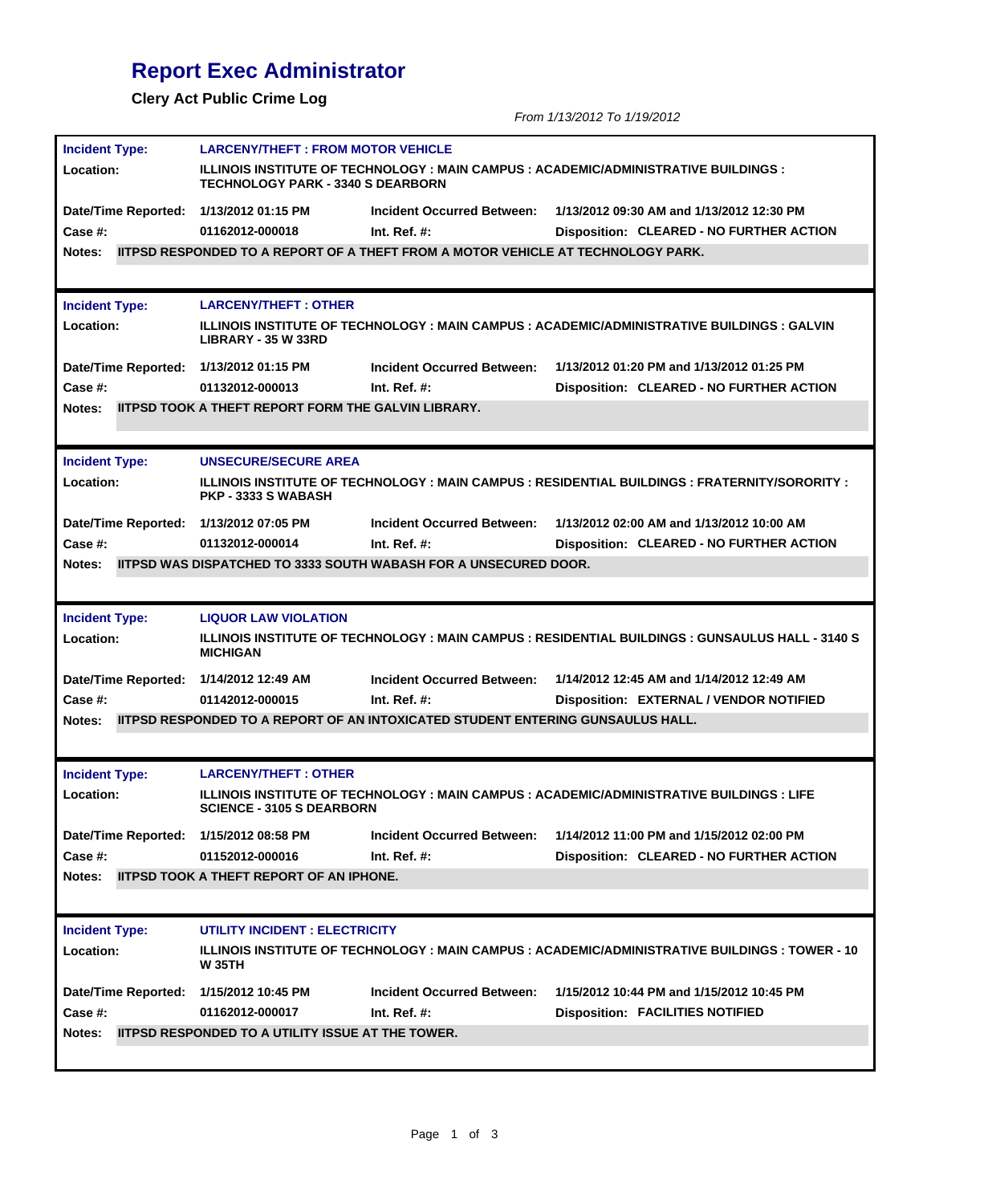# Report Exec Administrator

**Clery Act Public Crime Log**

*From 1/13/2012 To 1/19/2012*

---

**Incident Type:** LARCENY/THEFT : FROM MOTOR VEHICLE

**Location:** ILLINOIS INSTITUTE OF TECHNOLOGY : MAIN CAMPUS : ACADEMIC/ADMINISTRATIVE BUILDINGS : TECHNOLOGY PARK - 3340 S DEARBORN

**Date/Time Reported:** 1/13/2012 01:15 PM | **Incident Occurred Between:** 1/13/2012 09:30 AM and 1/13/2012 12:30 PM

**Case #:** 01162012-000018 | **Int. Ref. #:** | **Disposition:** CLEARED - NO FURTHER ACTION

**Notes:** IITPSD RESPONDED TO A REPORT OF A THEFT FROM A MOTOR VEHICLE AT TECHNOLOGY PARK.

---

**Incident Type:** LARCENY/THEFT : OTHER

**Location:** ILLINOIS INSTITUTE OF TECHNOLOGY : MAIN CAMPUS : ACADEMIC/ADMINISTRATIVE BUILDINGS : GALVIN LIBRARY - 35 W 33RD

**Date/Time Reported:** 1/13/2012 01:15 PM | **Incident Occurred Between:** 1/13/2012 01:20 PM and 1/13/2012 01:25 PM

**Case #:** 01132012-000013 | **Int. Ref. #:** | **Disposition:** CLEARED - NO FURTHER ACTION

**Notes:** IITPSD TOOK A THEFT REPORT FORM THE GALVIN LIBRARY.

---

**Incident Type:** UNSECURE/SECURE AREA

**Location:** ILLINOIS INSTITUTE OF TECHNOLOGY : MAIN CAMPUS : RESIDENTIAL BUILDINGS : FRATERNITY/SORORITY : PKP - 3333 S WABASH

**Date/Time Reported:** 1/13/2012 07:05 PM | **Incident Occurred Between:** 1/13/2012 02:00 AM and 1/13/2012 10:00 AM

**Case #:** 01132012-000014 | **Int. Ref. #:** | **Disposition:** CLEARED - NO FURTHER ACTION

**Notes:** IITPSD WAS DISPATCHED TO 3333 SOUTH WABASH FOR A UNSECURED DOOR.

---

**Incident Type:** LIQUOR LAW VIOLATION

**Location:** ILLINOIS INSTITUTE OF TECHNOLOGY : MAIN CAMPUS : RESIDENTIAL BUILDINGS : GUNSAULUS HALL - 3140 S MICHIGAN

**Date/Time Reported:** 1/14/2012 12:49 AM | **Incident Occurred Between:** 1/14/2012 12:45 AM and 1/14/2012 12:49 AM

**Case #:** 01142012-000015 | **Int. Ref. #:** | **Disposition:** EXTERNAL / VENDOR NOTIFIED

**Notes:** IITPSD RESPONDED TO A REPORT OF AN INTOXICATED STUDENT ENTERING GUNSAULUS HALL.

---

**Incident Type:** LARCENY/THEFT : OTHER

**Location:** ILLINOIS INSTITUTE OF TECHNOLOGY : MAIN CAMPUS : ACADEMIC/ADMINISTRATIVE BUILDINGS : LIFE SCIENCE - 3105 S DEARBORN

**Date/Time Reported:** 1/15/2012 08:58 PM | **Incident Occurred Between:** 1/14/2012 11:00 PM and 1/15/2012 02:00 PM

**Case #:** 01152012-000016 | **Int. Ref. #:** | **Disposition:** CLEARED - NO FURTHER ACTION

**Notes:** IITPSD TOOK A THEFT REPORT OF AN IPHONE.

---

**Incident Type:** UTILITY INCIDENT : ELECTRICITY

**Location:** ILLINOIS INSTITUTE OF TECHNOLOGY : MAIN CAMPUS : ACADEMIC/ADMINISTRATIVE BUILDINGS : TOWER - 10 W 35TH

**Date/Time Reported:** 1/15/2012 10:45 PM | **Incident Occurred Between:** 1/15/2012 10:44 PM and 1/15/2012 10:45 PM

**Case #:** 01162012-000017 | **Int. Ref. #:** | **Disposition:** FACILITIES NOTIFIED

**Notes:** IITPSD RESPONDED TO A UTILITY ISSUE AT THE TOWER.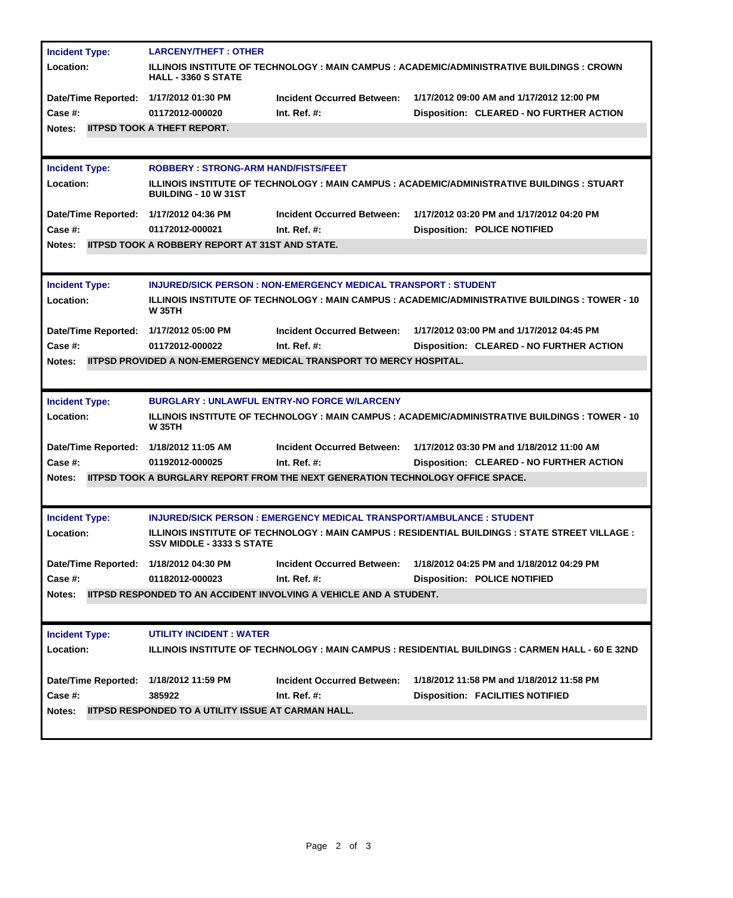| | | | |
|---|---|---|---|
| **Incident Type:** | **LARCENY/THEFT : OTHER** | | |
| **Location:** | **ILLINOIS INSTITUTE OF TECHNOLOGY : MAIN CAMPUS : ACADEMIC/ADMINISTRATIVE BUILDINGS : CROWN HALL - 3360 S STATE** | | |
| **Date/Time Reported:** | **1/17/2012 01:30 PM** | **Incident Occurred Between:** | **1/17/2012 09:00 AM and 1/17/2012 12:00 PM** |
| **Case #:** | **01172012-000020** | **Int. Ref. #:** | **Disposition: CLEARED - NO FURTHER ACTION** |
| **Notes:** | **IITPSD TOOK A THEFT REPORT.** | | |

| | | | |
|---|---|---|---|
| **Incident Type:** | **ROBBERY : STRONG-ARM HAND/FISTS/FEET** | | |
| **Location:** | **ILLINOIS INSTITUTE OF TECHNOLOGY : MAIN CAMPUS : ACADEMIC/ADMINISTRATIVE BUILDINGS : STUART BUILDING - 10 W 31ST** | | |
| **Date/Time Reported:** | **1/17/2012 04:36 PM** | **Incident Occurred Between:** | **1/17/2012 03:20 PM and 1/17/2012 04:20 PM** |
| **Case #:** | **01172012-000021** | **Int. Ref. #:** | **Disposition: POLICE NOTIFIED** |
| **Notes:** | **IITPSD TOOK A ROBBERY REPORT AT 31ST AND STATE.** | | |

| | | | |
|---|---|---|---|
| **Incident Type:** | **INJURED/SICK PERSON : NON-EMERGENCY MEDICAL TRANSPORT : STUDENT** | | |
| **Location:** | **ILLINOIS INSTITUTE OF TECHNOLOGY : MAIN CAMPUS : ACADEMIC/ADMINISTRATIVE BUILDINGS : TOWER - 10 W 35TH** | | |
| **Date/Time Reported:** | **1/17/2012 05:00 PM** | **Incident Occurred Between:** | **1/17/2012 03:00 PM and 1/17/2012 04:45 PM** |
| **Case #:** | **01172012-000022** | **Int. Ref. #:** | **Disposition: CLEARED - NO FURTHER ACTION** |
| **Notes:** | **IITPSD PROVIDED A NON-EMERGENCY MEDICAL TRANSPORT TO MERCY HOSPITAL.** | | |

| | | | |
|---|---|---|---|
| **Incident Type:** | **BURGLARY : UNLAWFUL ENTRY-NO FORCE W/LARCENY** | | |
| **Location:** | **ILLINOIS INSTITUTE OF TECHNOLOGY : MAIN CAMPUS : ACADEMIC/ADMINISTRATIVE BUILDINGS : TOWER - 10 W 35TH** | | |
| **Date/Time Reported:** | **1/18/2012 11:05 AM** | **Incident Occurred Between:** | **1/17/2012 03:30 PM and 1/18/2012 11:00 AM** |
| **Case #:** | **01192012-000025** | **Int. Ref. #:** | **Disposition: CLEARED - NO FURTHER ACTION** |
| **Notes:** | **IITPSD TOOK A BURGLARY REPORT FROM THE NEXT GENERATION TECHNOLOGY OFFICE SPACE.** | | |

| | | | |
|---|---|---|---|
| **Incident Type:** | **INJURED/SICK PERSON : EMERGENCY MEDICAL TRANSPORT/AMBULANCE : STUDENT** | | |
| **Location:** | **ILLINOIS INSTITUTE OF TECHNOLOGY : MAIN CAMPUS : RESIDENTIAL BUILDINGS : STATE STREET VILLAGE : SSV MIDDLE - 3333 S STATE** | | |
| **Date/Time Reported:** | **1/18/2012 04:30 PM** | **Incident Occurred Between:** | **1/18/2012 04:25 PM and 1/18/2012 04:29 PM** |
| **Case #:** | **01182012-000023** | **Int. Ref. #:** | **Disposition: POLICE NOTIFIED** |
| **Notes:** | **IITPSD RESPONDED TO AN ACCIDENT INVOLVING A VEHICLE AND A STUDENT.** | | |

| | | | |
|---|---|---|---|
| **Incident Type:** | **UTILITY INCIDENT : WATER** | | |
| **Location:** | **ILLINOIS INSTITUTE OF TECHNOLOGY : MAIN CAMPUS : RESIDENTIAL BUILDINGS : CARMEN HALL - 60 E 32ND** | | |
| **Date/Time Reported:** | **1/18/2012 11:59 PM** | **Incident Occurred Between:** | **1/18/2012 11:58 PM and 1/18/2012 11:58 PM** |
| **Case #:** | **385922** | **Int. Ref. #:** | **Disposition: FACILITIES NOTIFIED** |
| **Notes:** | **IITPSD RESPONDED TO A UTILITY ISSUE AT CARMAN HALL.** | | |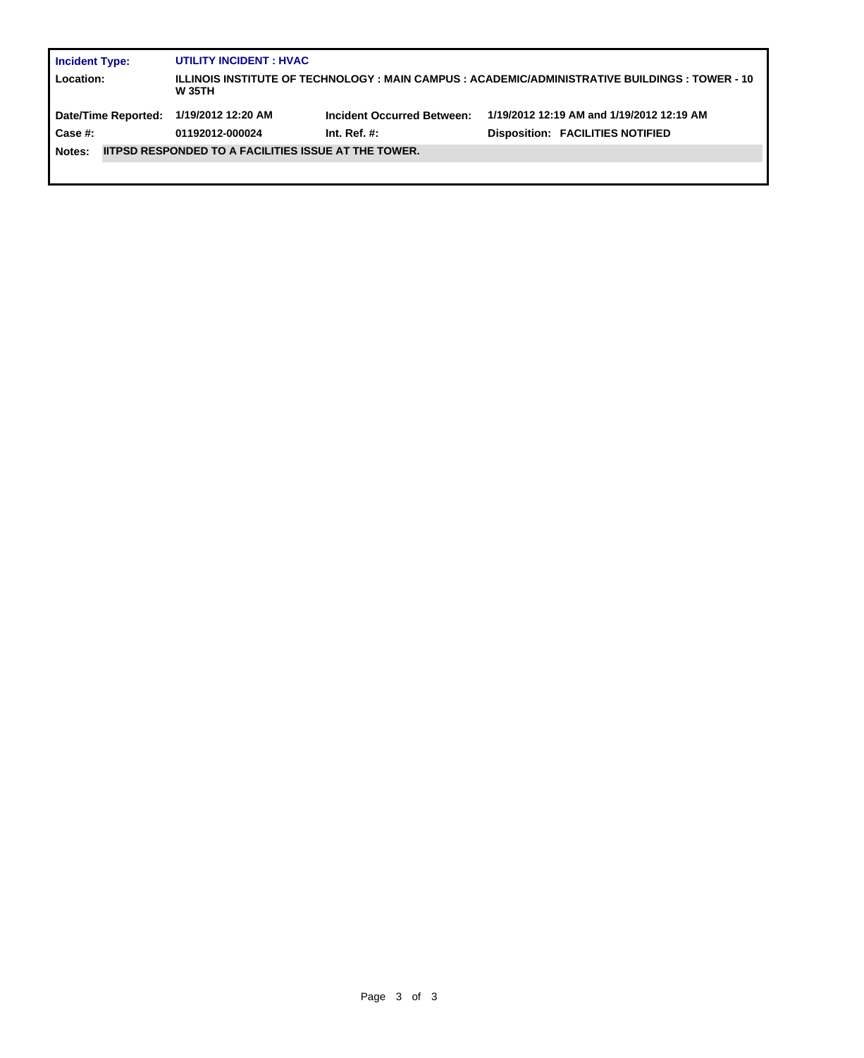| | | | |
|---|---|---|---|
| **Incident Type:** | **UTILITY INCIDENT : HVAC** | | |
| **Location:** | **ILLINOIS INSTITUTE OF TECHNOLOGY : MAIN CAMPUS : ACADEMIC/ADMINISTRATIVE BUILDINGS : TOWER - 10 W 35TH** | | |
| **Date/Time Reported:** | **1/19/2012 12:20 AM** | **Incident Occurred Between:** | **1/19/2012 12:19 AM and 1/19/2012 12:19 AM** |
| **Case #:** | **01192012-000024** | **Int. Ref. #:** | **Disposition: FACILITIES NOTIFIED** |
| **Notes:** | **IITPSD RESPONDED TO A FACILITIES ISSUE AT THE TOWER.** | | |